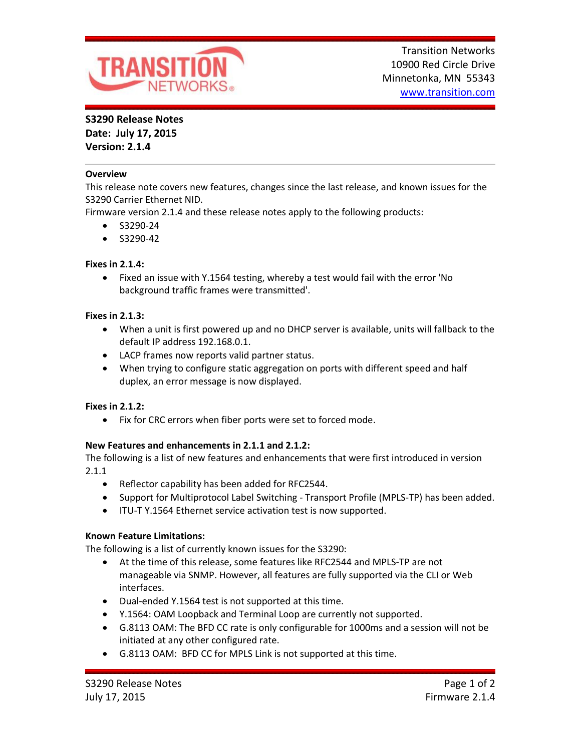Transition Networks
10900 Red Circle Drive
Minnetonka, MN 55343
www.transition.com

**S3290 Release Notes**
**Date: July 17, 2015**
**Version: 2.1.4**

---

### Overview

This release note covers new features, changes since the last release, and known issues for the S3290 Carrier Ethernet NID.

Firmware version 2.1.4 and these release notes apply to the following products:

- S3290-24
- S3290-42

### Fixes in 2.1.4:

- Fixed an issue with Y.1564 testing, whereby a test would fail with the error 'No background traffic frames were transmitted'.

### Fixes in 2.1.3:

- When a unit is first powered up and no DHCP server is available, units will fallback to the default IP address 192.168.0.1.
- LACP frames now reports valid partner status.
- When trying to configure static aggregation on ports with different speed and half duplex, an error message is now displayed.

### Fixes in 2.1.2:

- Fix for CRC errors when fiber ports were set to forced mode.

### New Features and enhancements in 2.1.1 and 2.1.2:

The following is a list of new features and enhancements that were first introduced in version 2.1.1

- Reflector capability has been added for RFC2544.
- Support for Multiprotocol Label Switching - Transport Profile (MPLS-TP) has been added.
- ITU-T Y.1564 Ethernet service activation test is now supported.

### Known Feature Limitations:

The following is a list of currently known issues for the S3290:

- At the time of this release, some features like RFC2544 and MPLS-TP are not manageable via SNMP. However, all features are fully supported via the CLI or Web interfaces.
- Dual-ended Y.1564 test is not supported at this time.
- Y.1564: OAM Loopback and Terminal Loop are currently not supported.
- G.8113 OAM: The BFD CC rate is only configurable for 1000ms and a session will not be initiated at any other configured rate.
- G.8113 OAM: BFD CC for MPLS Link is not supported at this time.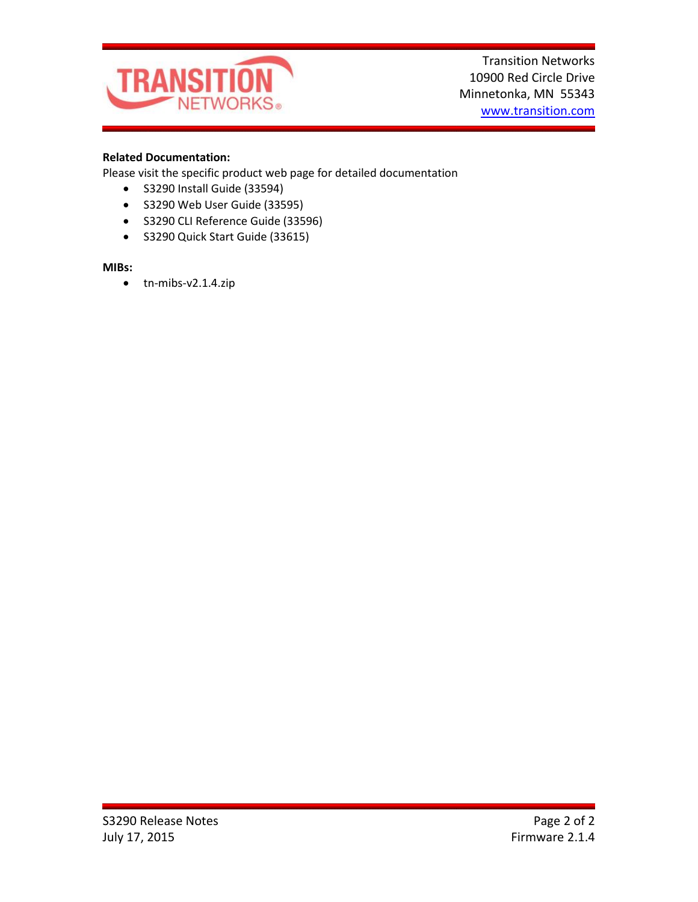**Related Documentation:**

Please visit the specific product web page for detailed documentation

- S3290 Install Guide (33594)
- S3290 Web User Guide (33595)
- S3290 CLI Reference Guide (33596)
- S3290 Quick Start Guide (33615)

**MIBs:**

- tn-mibs-v2.1.4.zip